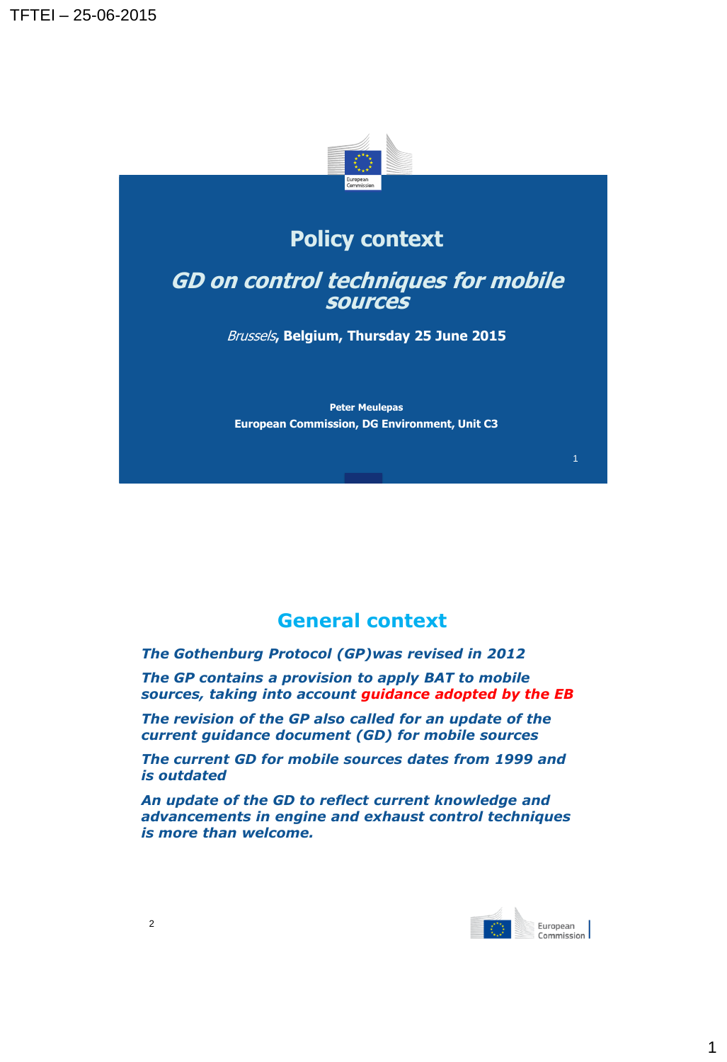# Policy context

## *GD on control techniques for mobile sources*

*Brussels*, **Belgium, Thursday 25 June 2015**

**Peter Meulepas**

**European Commission, DG Environment, Unit C3**

## General context

***The Gothenburg Protocol (GP)was revised in 2012***

***The GP contains a provision to apply BAT to mobile sources, taking into account guidance adopted by the EB***

***The revision of the GP also called for an update of the current guidance document (GD) for mobile sources***

***The current GD for mobile sources dates from 1999 and is outdated***

***An update of the GD to reflect current knowledge and advancements in engine and exhaust control techniques is more than welcome.***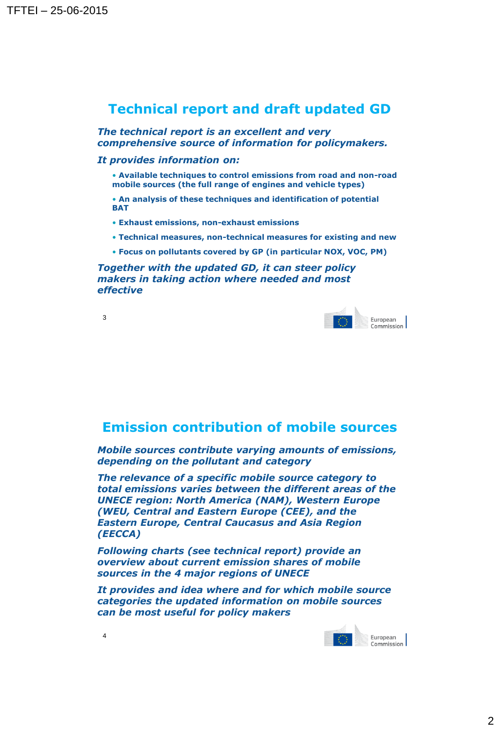## Technical report and draft updated GD

***The technical report is an excellent and very comprehensive source of information for policymakers.***

***It provides information on:***

- **Available techniques to control emissions from road and non-road mobile sources (the full range of engines and vehicle types)**
- **An analysis of these techniques and identification of potential BAT**
- **Exhaust emissions, non-exhaust emissions**
- **Technical measures, non-technical measures for existing and new**
- **Focus on pollutants covered by GP (in particular NOX, VOC, PM)**

***Together with the updated GD, it can steer policy makers in taking action where needed and most effective***

## Emission contribution of mobile sources

***Mobile sources contribute varying amounts of emissions, depending on the pollutant and category***

***The relevance of a specific mobile source category to total emissions varies between the different areas of the UNECE region: North America (NAM), Western Europe (WEU, Central and Eastern Europe (CEE), and the Eastern Europe, Central Caucasus and Asia Region (EECCA)***

***Following charts (see technical report) provide an overview about current emission shares of mobile sources in the 4 major regions of UNECE***

***It provides and idea where and for which mobile source categories the updated information on mobile sources can be most useful for policy makers***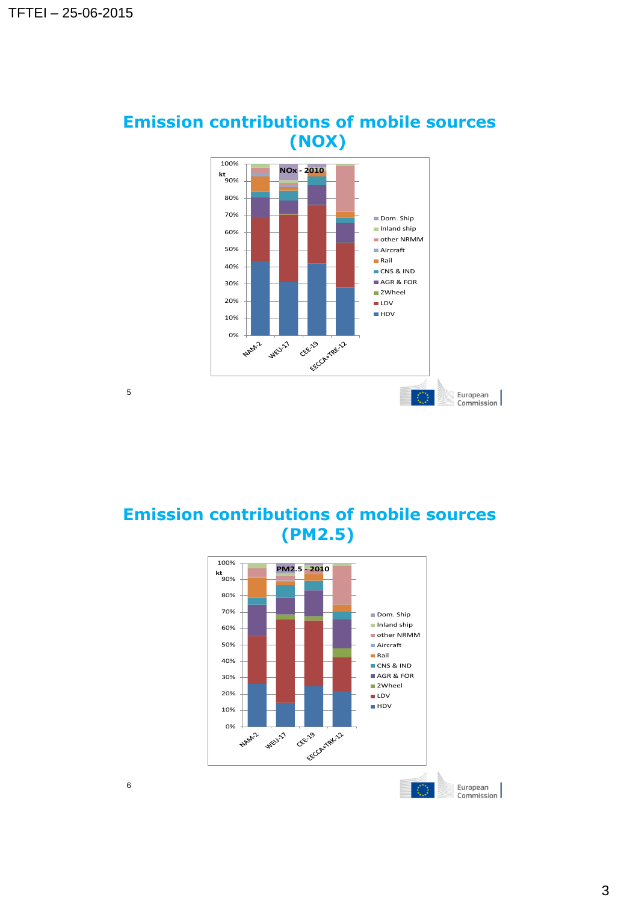## Emission contributions of mobile sources (NOX)

NOx - 2010

kt

100% | 90% | 80% | 70% | 60% | 50% | 40% | 30% | 20% | 10% | 0%

NAM-2 | WEU-17 | CEE-19 | EECCA+TRK-12

- Dom. Ship
- Inland ship
- other NRMM
- Aircraft
- Rail
- CNS & IND
- AGR & FOR
- 2Wheel
- LDV
- HDV

## Emission contributions of mobile sources (PM2.5)

PM2.5 - 2010

kt

100% | 90% | 80% | 70% | 60% | 50% | 40% | 30% | 20% | 10% | 0%

NAM-2 | WEU-17 | CEE-19 | EECCA+TRK-12

- Dom. Ship
- Inland ship
- other NRMM
- Aircraft
- Rail
- CNS & IND
- AGR & FOR
- 2Wheel
- LDV
- HDV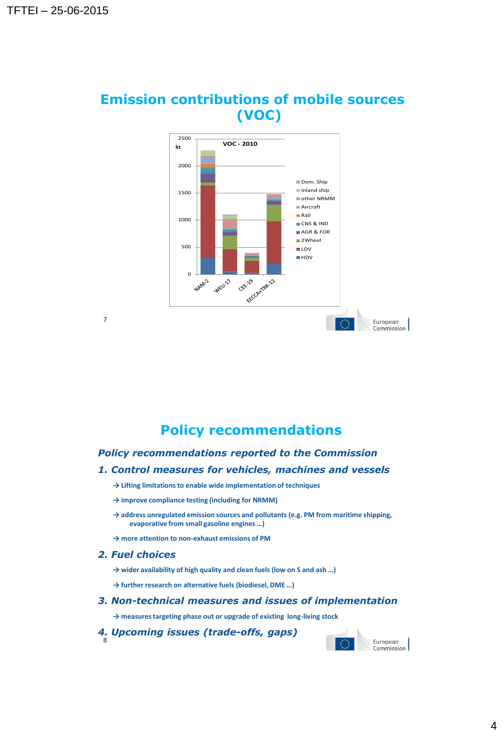# Emission contributions of mobile sources (VOC)

VOC - 2010

kt

2500
2000
1500
1000
500
0

NAM-2
WEU-17
CEE-19
EECCA+TRK-12

Dom. Ship
Inland ship
other NRMM
Aircraft
Rail
CNS & IND
AGR & FOR
2Wheel
LDV
HDV

# Policy recommendations

***Policy recommendations reported to the Commission***

## *1. Control measures for vehicles, machines and vessels*

- → Lifting limitations to enable wide implementation of techniques
- → improve compliance testing (including for NRMM)
- → address unregulated emission sources and pollutants (e.g. PM from maritime shipping, evaporative from small gasoline engines …)
- → more attention to non-exhaust emissions of PM

## *2. Fuel choices*

- → wider availability of high quality and clean fuels (low on S and ash …)
- → further research on alternative fuels (biodiesel, DME …)

## *3. Non-technical measures and issues of implementation*

- → measures targeting phase out or upgrade of existing long-living stock

## *4. Upcoming issues (trade-offs, gaps)*